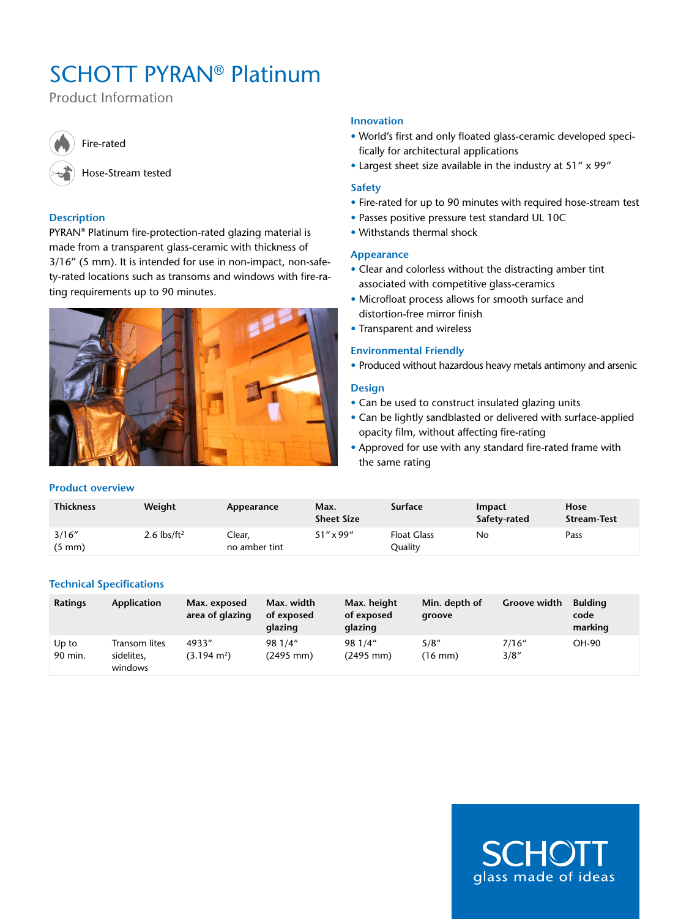# SCHOTT PYRAN® Platinum

Product Information

Fire-rated

Hose-Stream tested

## Description

PYRAN® Platinum fire-protection-rated glazing material is made from a transparent glass-ceramic with thickness of 3/16″ (5 mm). It is intended for use in non-impact, non-safety-rated locations such as transoms and windows with fire-rating requirements up to 90 minutes.

## Innovation

- World's first and only floated glass-ceramic developed specifically for architectural applications
- Largest sheet size available in the industry at 51″ x 99″

## Safety

- Fire-rated for up to 90 minutes with required hose-stream test
- Passes positive pressure test standard UL 10C
- Withstands thermal shock

## Appearance

- Clear and colorless without the distracting amber tint associated with competitive glass-ceramics
- Microfloat process allows for smooth surface and distortion-free mirror finish
- Transparent and wireless

## Environmental Friendly

- Produced without hazardous heavy metals antimony and arsenic

## Design

- Can be used to construct insulated glazing units
- Can be lightly sandblasted or delivered with surface-applied opacity film, without affecting fire-rating
- Approved for use with any standard fire-rated frame with the same rating

## Product overview

| Thickness | Weight | Appearance | Max. Sheet Size | Surface | Impact Safety-rated | Hose Stream-Test |
|---|---|---|---|---|---|---|
| 3/16″ (5 mm) | 2.6 lbs/ft² | Clear, no amber tint | 51″ x 99″ | Float Glass Quality | No | Pass |

## Technical Specifications

| Ratings | Application | Max. exposed area of glazing | Max. width of exposed glazing | Max. height of exposed glazing | Min. depth of groove | Groove width | Bulding code marking |
|---|---|---|---|---|---|---|---|
| Up to 90 min. | Transom lites sidelites, windows | 4933″ (3.194 m²) | 98 1/4″ (2495 mm) | 98 1/4″ (2495 mm) | 5/8″ (16 mm) | 7/16″ 3/8″ | OH-90 |

SCHOTT
glass made of ideas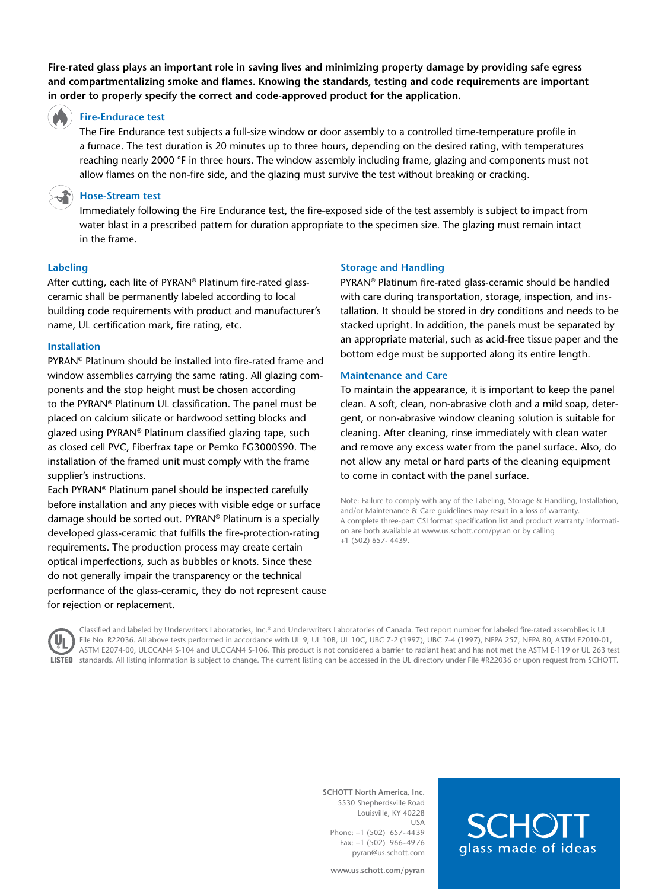**Fire-rated glass plays an important role in saving lives and minimizing property damage by providing safe egress and compartmentalizing smoke and flames. Knowing the standards, testing and code requirements are important in order to properly specify the correct and code-approved product for the application.**

### Fire-Endurace test

The Fire Endurance test subjects a full-size window or door assembly to a controlled time-temperature profile in a furnace. The test duration is 20 minutes up to three hours, depending on the desired rating, with temperatures reaching nearly 2000 °F in three hours. The window assembly including frame, glazing and components must not allow flames on the non-fire side, and the glazing must survive the test without breaking or cracking.

### Hose-Stream test

Immediately following the Fire Endurance test, the fire-exposed side of the test assembly is subject to impact from water blast in a prescribed pattern for duration appropriate to the specimen size. The glazing must remain intact in the frame.

### Labeling

After cutting, each lite of PYRAN® Platinum fire-rated glass-ceramic shall be permanently labeled according to local building code requirements with product and manufacturer's name, UL certification mark, fire rating, etc.

### Installation

PYRAN® Platinum should be installed into fire-rated frame and window assemblies carrying the same rating. All glazing components and the stop height must be chosen according to the PYRAN® Platinum UL classification. The panel must be placed on calcium silicate or hardwood setting blocks and glazed using PYRAN® Platinum classified glazing tape, such as closed cell PVC, Fiberfrax tape or Pemko FG3000S90. The installation of the framed unit must comply with the frame supplier's instructions.

Each PYRAN® Platinum panel should be inspected carefully before installation and any pieces with visible edge or surface damage should be sorted out. PYRAN® Platinum is a specially developed glass-ceramic that fulfills the fire-protection-rating requirements. The production process may create certain optical imperfections, such as bubbles or knots. Since these do not generally impair the transparency or the technical performance of the glass-ceramic, they do not represent cause for rejection or replacement.

### Storage and Handling

PYRAN® Platinum fire-rated glass-ceramic should be handled with care during transportation, storage, inspection, and installation. It should be stored in dry conditions and needs to be stacked upright. In addition, the panels must be separated by an appropriate material, such as acid-free tissue paper and the bottom edge must be supported along its entire length.

### Maintenance and Care

To maintain the appearance, it is important to keep the panel clean. A soft, clean, non-abrasive cloth and a mild soap, detergent, or non-abrasive window cleaning solution is suitable for cleaning. After cleaning, rinse immediately with clean water and remove any excess water from the panel surface. Also, do not allow any metal or hard parts of the cleaning equipment to come in contact with the panel surface.

Note: Failure to comply with any of the Labeling, Storage & Handling, Installation, and/or Maintenance & Care guidelines may result in a loss of warranty.
A complete three-part CSI format specification list and product warranty information are both available at www.us.schott.com/pyran or by calling +1 (502) 657- 4439.

Classified and labeled by Underwriters Laboratories, Inc.® and Underwriters Laboratories of Canada. Test report number for labeled fire-rated assemblies is UL File No. R22036. All above tests performed in accordance with UL 9, UL 10B, UL 10C, UBC 7-2 (1997), UBC 7-4 (1997), NFPA 257, NFPA 80, ASTM E2010-01, ASTM E2074-00, ULCCAN4 S-104 and ULCCAN4 S-106. This product is not considered a barrier to radiant heat and has not met the ASTM E-119 or UL 263 test standards. All listing information is subject to change. The current listing can be accessed in the UL directory under File #R22036 or upon request from SCHOTT.

**SCHOTT North America, Inc.**
5530 Shepherdsville Road
Louisville, KY 40228
USA
Phone: +1 (502) 657-4439
Fax: +1 (502) 966-4976
pyran@us.schott.com

**www.us.schott.com/pyran**

SCHOTT
glass made of ideas